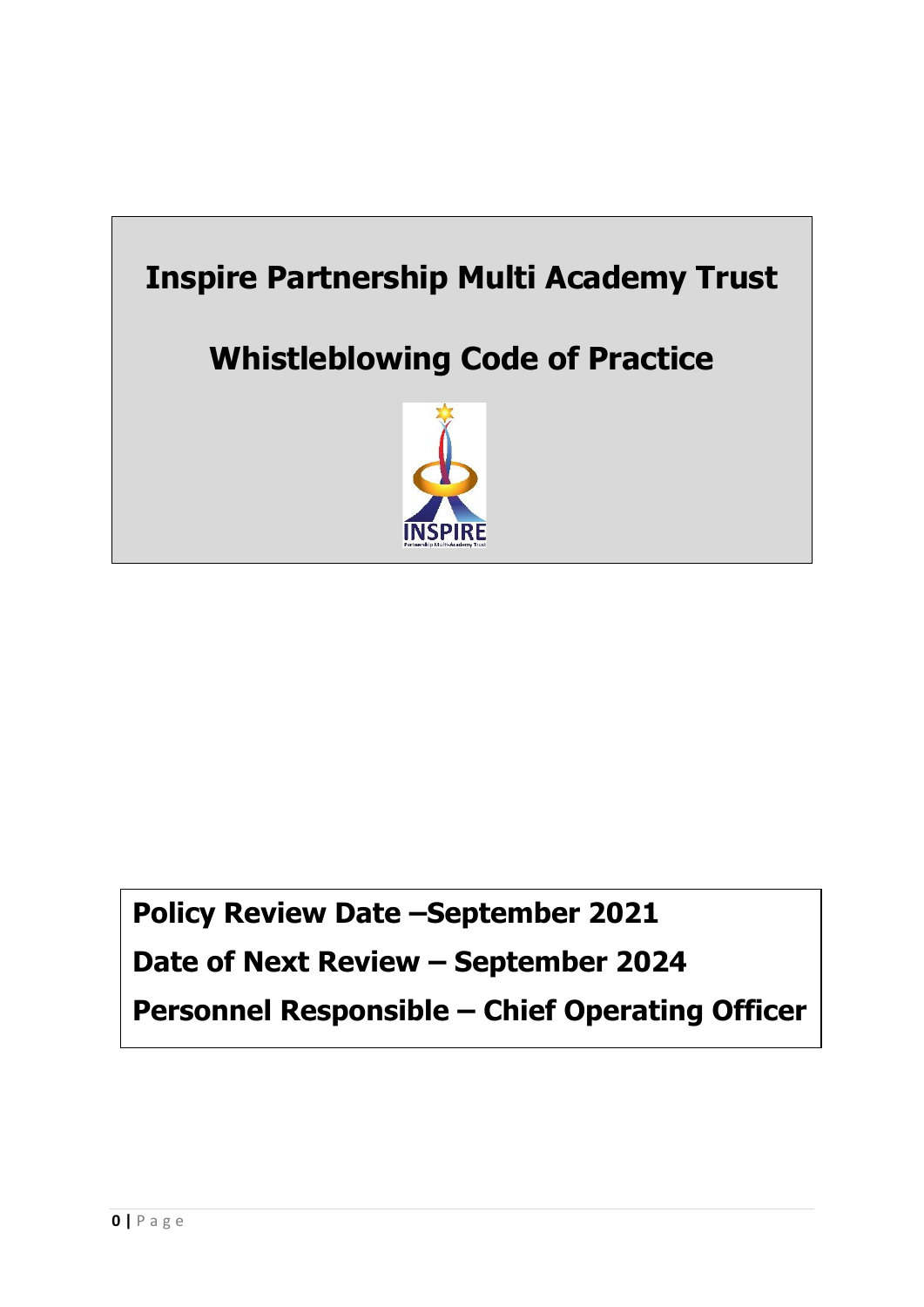# Inspire Partnership Multi Academy Trust

# Whistleblowing Code of Practice

**Policy Review Date –September 2021**

**Date of Next Review – September 2024**

**Personnel Responsible – Chief Operating Officer**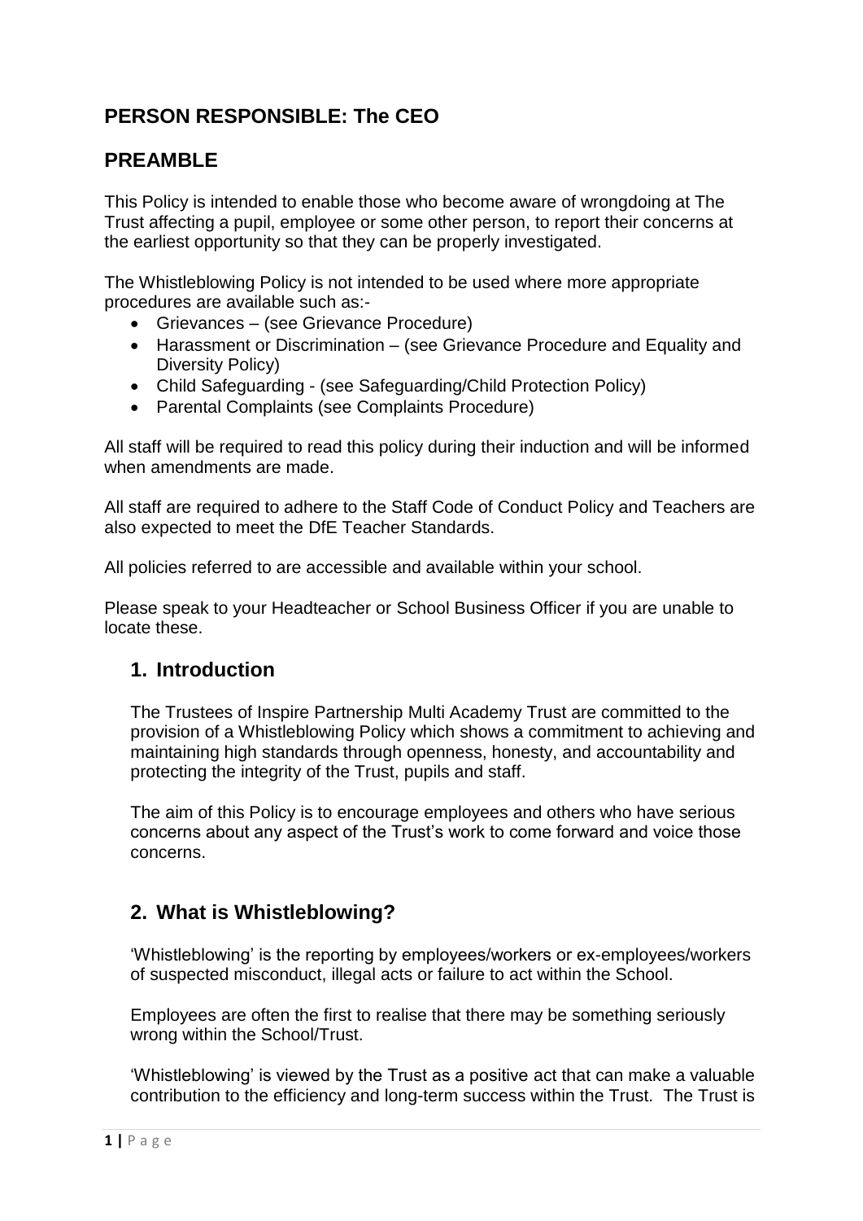## PERSON RESPONSIBLE: The CEO

## PREAMBLE

This Policy is intended to enable those who become aware of wrongdoing at The Trust affecting a pupil, employee or some other person, to report their concerns at the earliest opportunity so that they can be properly investigated.

The Whistleblowing Policy is not intended to be used where more appropriate procedures are available such as:-

- Grievances – (see Grievance Procedure)
- Harassment or Discrimination – (see Grievance Procedure and Equality and Diversity Policy)
- Child Safeguarding - (see Safeguarding/Child Protection Policy)
- Parental Complaints (see Complaints Procedure)

All staff will be required to read this policy during their induction and will be informed when amendments are made.

All staff are required to adhere to the Staff Code of Conduct Policy and Teachers are also expected to meet the DfE Teacher Standards.

All policies referred to are accessible and available within your school.

Please speak to your Headteacher or School Business Officer if you are unable to locate these.

### 1. Introduction

The Trustees of Inspire Partnership Multi Academy Trust are committed to the provision of a Whistleblowing Policy which shows a commitment to achieving and maintaining high standards through openness, honesty, and accountability and protecting the integrity of the Trust, pupils and staff.

The aim of this Policy is to encourage employees and others who have serious concerns about any aspect of the Trust's work to come forward and voice those concerns.

### 2. What is Whistleblowing?

'Whistleblowing' is the reporting by employees/workers or ex-employees/workers of suspected misconduct, illegal acts or failure to act within the School.

Employees are often the first to realise that there may be something seriously wrong within the School/Trust.

'Whistleblowing' is viewed by the Trust as a positive act that can make a valuable contribution to the efficiency and long-term success within the Trust. The Trust is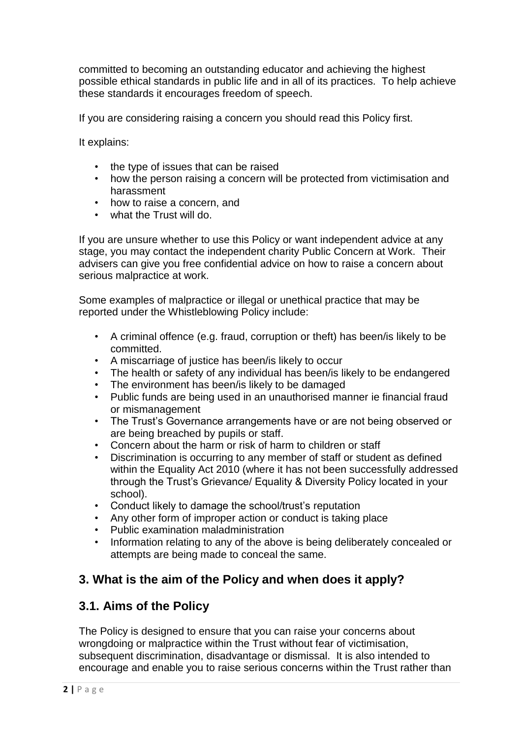committed to becoming an outstanding educator and achieving the highest possible ethical standards in public life and in all of its practices. To help achieve these standards it encourages freedom of speech.

If you are considering raising a concern you should read this Policy first.

It explains:

- the type of issues that can be raised
- how the person raising a concern will be protected from victimisation and harassment
- how to raise a concern, and
- what the Trust will do.

If you are unsure whether to use this Policy or want independent advice at any stage, you may contact the independent charity Public Concern at Work. Their advisers can give you free confidential advice on how to raise a concern about serious malpractice at work.

Some examples of malpractice or illegal or unethical practice that may be reported under the Whistleblowing Policy include:

- A criminal offence (e.g. fraud, corruption or theft) has been/is likely to be committed.
- A miscarriage of justice has been/is likely to occur
- The health or safety of any individual has been/is likely to be endangered
- The environment has been/is likely to be damaged
- Public funds are being used in an unauthorised manner ie financial fraud or mismanagement
- The Trust's Governance arrangements have or are not being observed or are being breached by pupils or staff.
- Concern about the harm or risk of harm to children or staff
- Discrimination is occurring to any member of staff or student as defined within the Equality Act 2010 (where it has not been successfully addressed through the Trust's Grievance/ Equality & Diversity Policy located in your school).
- Conduct likely to damage the school/trust's reputation
- Any other form of improper action or conduct is taking place
- Public examination maladministration
- Information relating to any of the above is being deliberately concealed or attempts are being made to conceal the same.

## 3. What is the aim of the Policy and when does it apply?

## 3.1. Aims of the Policy

The Policy is designed to ensure that you can raise your concerns about wrongdoing or malpractice within the Trust without fear of victimisation, subsequent discrimination, disadvantage or dismissal. It is also intended to encourage and enable you to raise serious concerns within the Trust rather than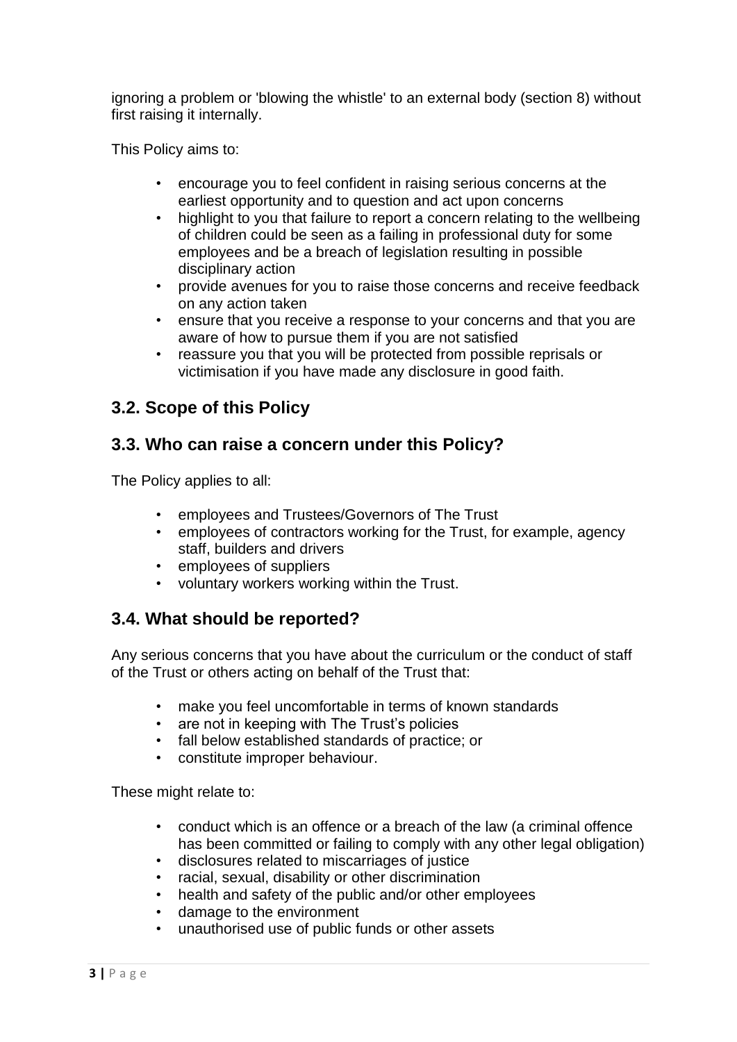ignoring a problem or 'blowing the whistle' to an external body (section 8) without first raising it internally.

This Policy aims to:

- encourage you to feel confident in raising serious concerns at the earliest opportunity and to question and act upon concerns
- highlight to you that failure to report a concern relating to the wellbeing of children could be seen as a failing in professional duty for some employees and be a breach of legislation resulting in possible disciplinary action
- provide avenues for you to raise those concerns and receive feedback on any action taken
- ensure that you receive a response to your concerns and that you are aware of how to pursue them if you are not satisfied
- reassure you that you will be protected from possible reprisals or victimisation if you have made any disclosure in good faith.

## 3.2. Scope of this Policy

## 3.3. Who can raise a concern under this Policy?

The Policy applies to all:

- employees and Trustees/Governors of The Trust
- employees of contractors working for the Trust, for example, agency staff, builders and drivers
- employees of suppliers
- voluntary workers working within the Trust.

## 3.4. What should be reported?

Any serious concerns that you have about the curriculum or the conduct of staff of the Trust or others acting on behalf of the Trust that:

- make you feel uncomfortable in terms of known standards
- are not in keeping with The Trust's policies
- fall below established standards of practice; or
- constitute improper behaviour.

These might relate to:

- conduct which is an offence or a breach of the law (a criminal offence has been committed or failing to comply with any other legal obligation)
- disclosures related to miscarriages of justice
- racial, sexual, disability or other discrimination
- health and safety of the public and/or other employees
- damage to the environment
- unauthorised use of public funds or other assets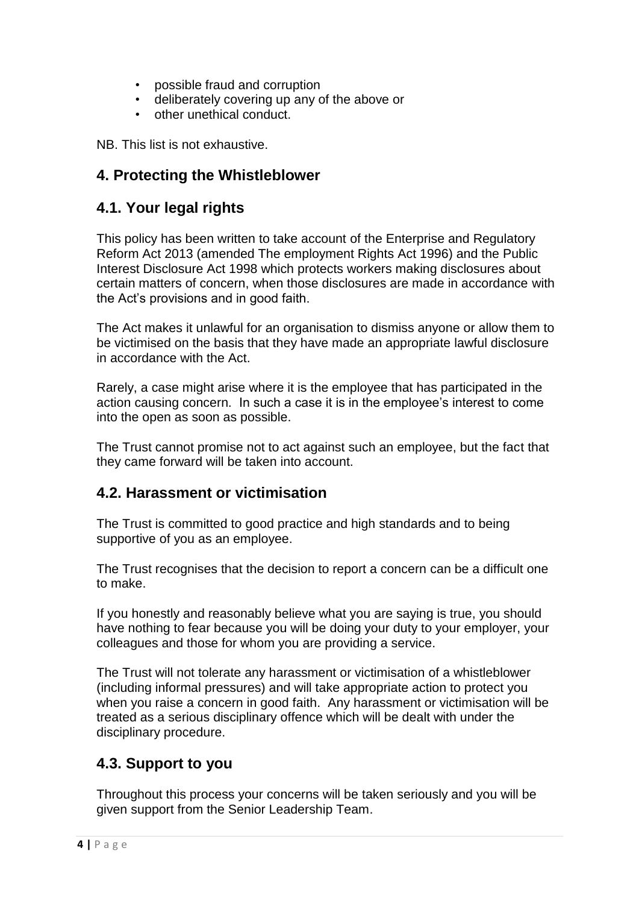- possible fraud and corruption
- deliberately covering up any of the above or
- other unethical conduct.

NB. This list is not exhaustive.

## 4. Protecting the Whistleblower

### 4.1. Your legal rights

This policy has been written to take account of the Enterprise and Regulatory Reform Act 2013 (amended The employment Rights Act 1996) and the Public Interest Disclosure Act 1998 which protects workers making disclosures about certain matters of concern, when those disclosures are made in accordance with the Act's provisions and in good faith.

The Act makes it unlawful for an organisation to dismiss anyone or allow them to be victimised on the basis that they have made an appropriate lawful disclosure in accordance with the Act.

Rarely, a case might arise where it is the employee that has participated in the action causing concern. In such a case it is in the employee's interest to come into the open as soon as possible.

The Trust cannot promise not to act against such an employee, but the fact that they came forward will be taken into account.

### 4.2. Harassment or victimisation

The Trust is committed to good practice and high standards and to being supportive of you as an employee.

The Trust recognises that the decision to report a concern can be a difficult one to make.

If you honestly and reasonably believe what you are saying is true, you should have nothing to fear because you will be doing your duty to your employer, your colleagues and those for whom you are providing a service.

The Trust will not tolerate any harassment or victimisation of a whistleblower (including informal pressures) and will take appropriate action to protect you when you raise a concern in good faith. Any harassment or victimisation will be treated as a serious disciplinary offence which will be dealt with under the disciplinary procedure.

### 4.3. Support to you

Throughout this process your concerns will be taken seriously and you will be given support from the Senior Leadership Team.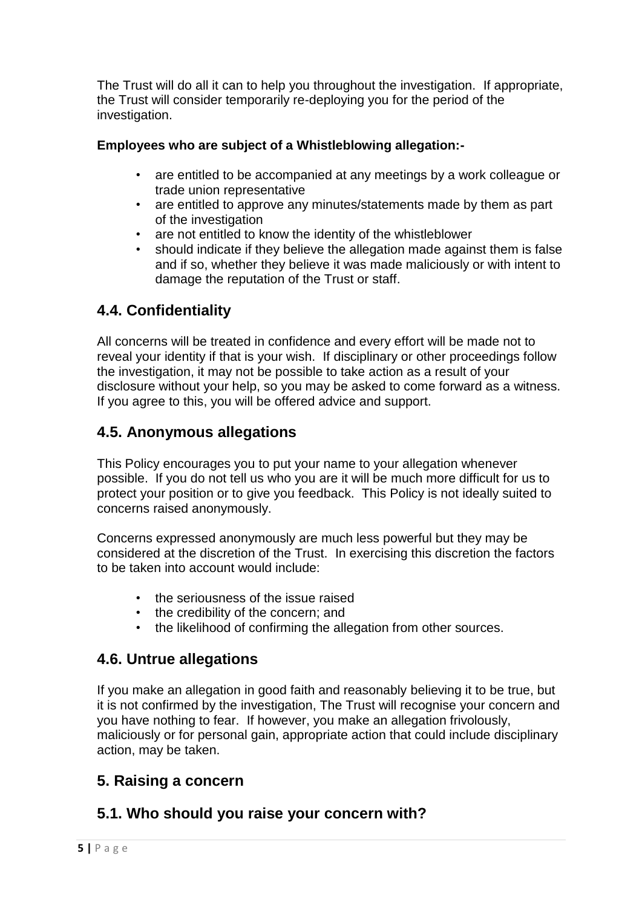The Trust will do all it can to help you throughout the investigation. If appropriate, the Trust will consider temporarily re-deploying you for the period of the investigation.

**Employees who are subject of a Whistleblowing allegation:-**

- are entitled to be accompanied at any meetings by a work colleague or trade union representative
- are entitled to approve any minutes/statements made by them as part of the investigation
- are not entitled to know the identity of the whistleblower
- should indicate if they believe the allegation made against them is false and if so, whether they believe it was made maliciously or with intent to damage the reputation of the Trust or staff.

## 4.4. Confidentiality

All concerns will be treated in confidence and every effort will be made not to reveal your identity if that is your wish. If disciplinary or other proceedings follow the investigation, it may not be possible to take action as a result of your disclosure without your help, so you may be asked to come forward as a witness. If you agree to this, you will be offered advice and support.

## 4.5. Anonymous allegations

This Policy encourages you to put your name to your allegation whenever possible. If you do not tell us who you are it will be much more difficult for us to protect your position or to give you feedback. This Policy is not ideally suited to concerns raised anonymously.

Concerns expressed anonymously are much less powerful but they may be considered at the discretion of the Trust. In exercising this discretion the factors to be taken into account would include:

- the seriousness of the issue raised
- the credibility of the concern; and
- the likelihood of confirming the allegation from other sources.

## 4.6. Untrue allegations

If you make an allegation in good faith and reasonably believing it to be true, but it is not confirmed by the investigation, The Trust will recognise your concern and you have nothing to fear. If however, you make an allegation frivolously, maliciously or for personal gain, appropriate action that could include disciplinary action, may be taken.

## 5. Raising a concern

## 5.1. Who should you raise your concern with?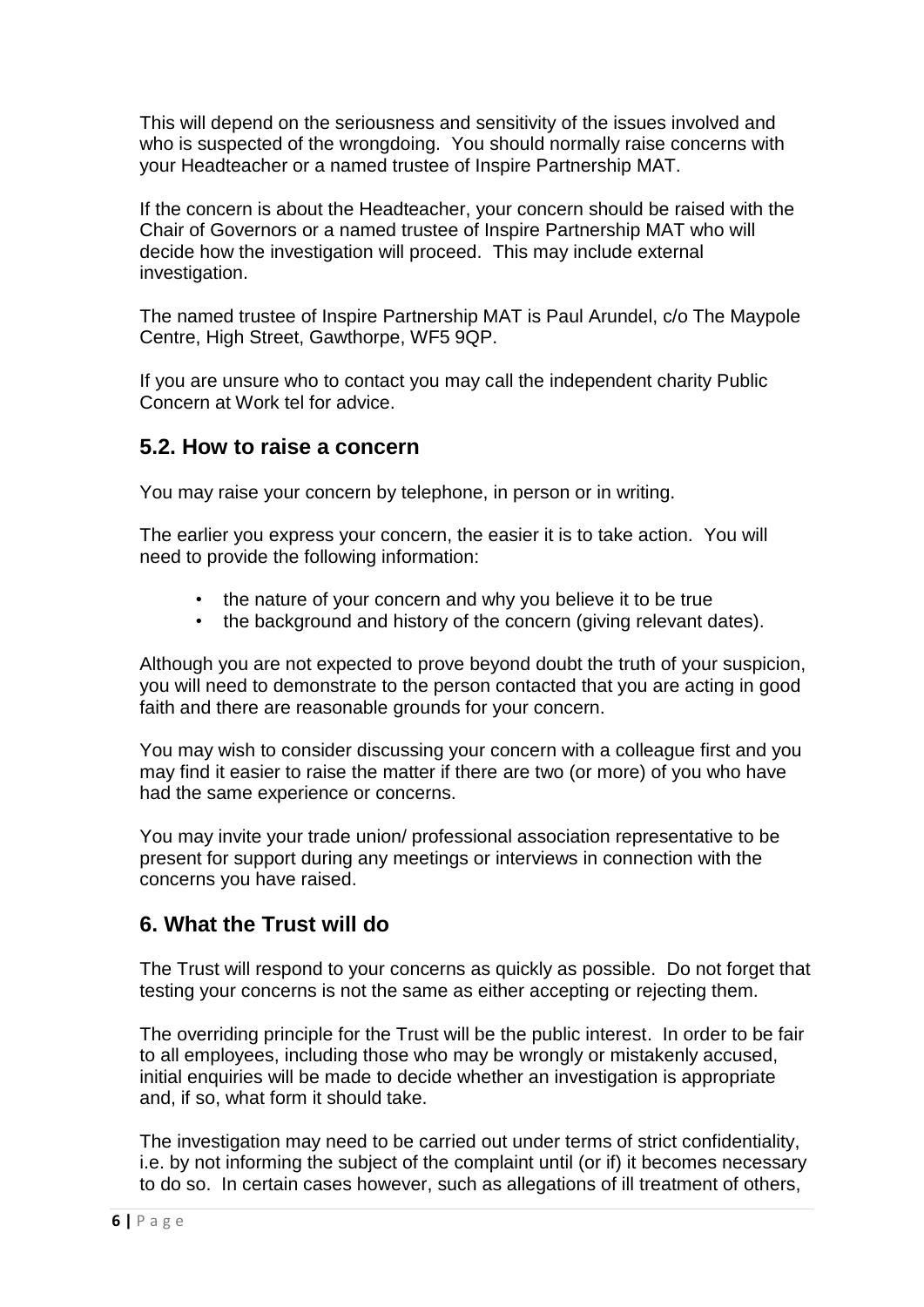This will depend on the seriousness and sensitivity of the issues involved and who is suspected of the wrongdoing. You should normally raise concerns with your Headteacher or a named trustee of Inspire Partnership MAT.

If the concern is about the Headteacher, your concern should be raised with the Chair of Governors or a named trustee of Inspire Partnership MAT who will decide how the investigation will proceed. This may include external investigation.

The named trustee of Inspire Partnership MAT is Paul Arundel, c/o The Maypole Centre, High Street, Gawthorpe, WF5 9QP.

If you are unsure who to contact you may call the independent charity Public Concern at Work tel for advice.

## 5.2. How to raise a concern

You may raise your concern by telephone, in person or in writing.

The earlier you express your concern, the easier it is to take action. You will need to provide the following information:

- the nature of your concern and why you believe it to be true
- the background and history of the concern (giving relevant dates).

Although you are not expected to prove beyond doubt the truth of your suspicion, you will need to demonstrate to the person contacted that you are acting in good faith and there are reasonable grounds for your concern.

You may wish to consider discussing your concern with a colleague first and you may find it easier to raise the matter if there are two (or more) of you who have had the same experience or concerns.

You may invite your trade union/ professional association representative to be present for support during any meetings or interviews in connection with the concerns you have raised.

## 6. What the Trust will do

The Trust will respond to your concerns as quickly as possible. Do not forget that testing your concerns is not the same as either accepting or rejecting them.

The overriding principle for the Trust will be the public interest. In order to be fair to all employees, including those who may be wrongly or mistakenly accused, initial enquiries will be made to decide whether an investigation is appropriate and, if so, what form it should take.

The investigation may need to be carried out under terms of strict confidentiality, i.e. by not informing the subject of the complaint until (or if) it becomes necessary to do so. In certain cases however, such as allegations of ill treatment of others,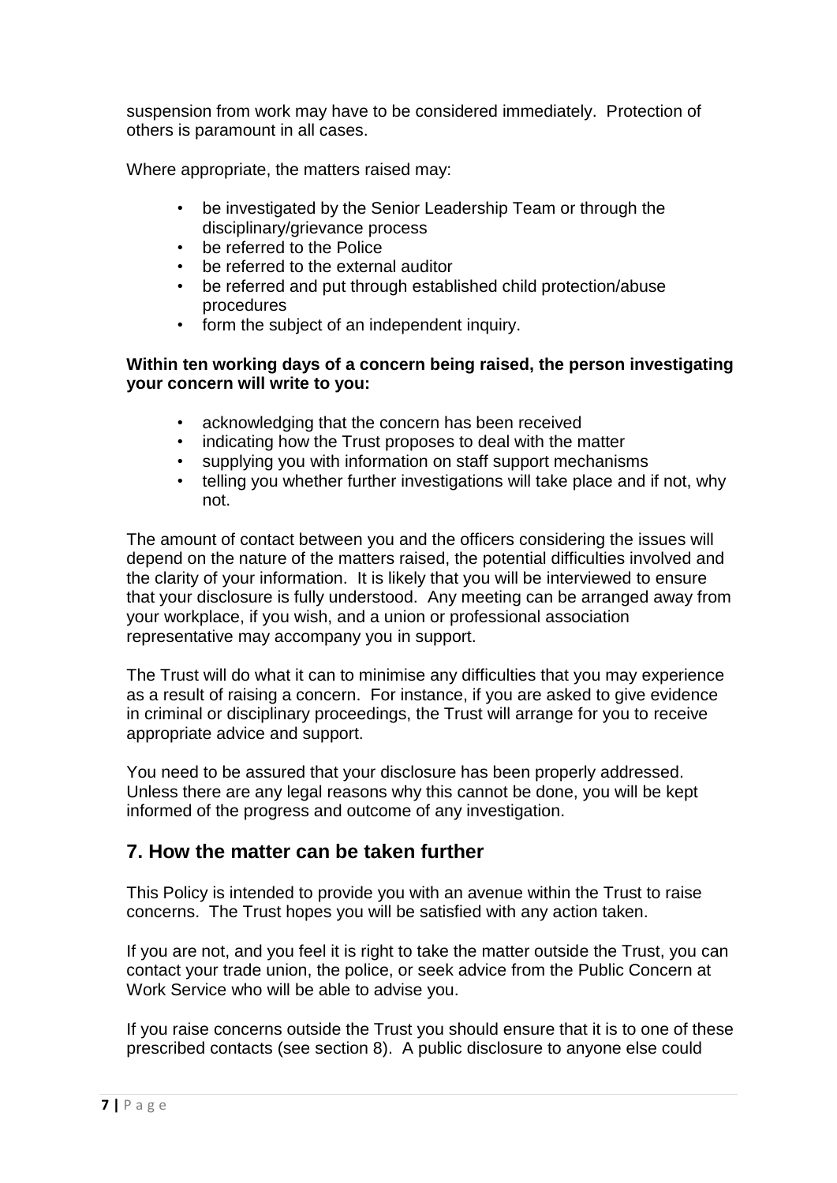suspension from work may have to be considered immediately. Protection of others is paramount in all cases.

Where appropriate, the matters raised may:

- be investigated by the Senior Leadership Team or through the disciplinary/grievance process
- be referred to the Police
- be referred to the external auditor
- be referred and put through established child protection/abuse procedures
- form the subject of an independent inquiry.

**Within ten working days of a concern being raised, the person investigating your concern will write to you:**

- acknowledging that the concern has been received
- indicating how the Trust proposes to deal with the matter
- supplying you with information on staff support mechanisms
- telling you whether further investigations will take place and if not, why not.

The amount of contact between you and the officers considering the issues will depend on the nature of the matters raised, the potential difficulties involved and the clarity of your information. It is likely that you will be interviewed to ensure that your disclosure is fully understood. Any meeting can be arranged away from your workplace, if you wish, and a union or professional association representative may accompany you in support.

The Trust will do what it can to minimise any difficulties that you may experience as a result of raising a concern. For instance, if you are asked to give evidence in criminal or disciplinary proceedings, the Trust will arrange for you to receive appropriate advice and support.

You need to be assured that your disclosure has been properly addressed. Unless there are any legal reasons why this cannot be done, you will be kept informed of the progress and outcome of any investigation.

## 7. How the matter can be taken further

This Policy is intended to provide you with an avenue within the Trust to raise concerns. The Trust hopes you will be satisfied with any action taken.

If you are not, and you feel it is right to take the matter outside the Trust, you can contact your trade union, the police, or seek advice from the Public Concern at Work Service who will be able to advise you.

If you raise concerns outside the Trust you should ensure that it is to one of these prescribed contacts (see section 8). A public disclosure to anyone else could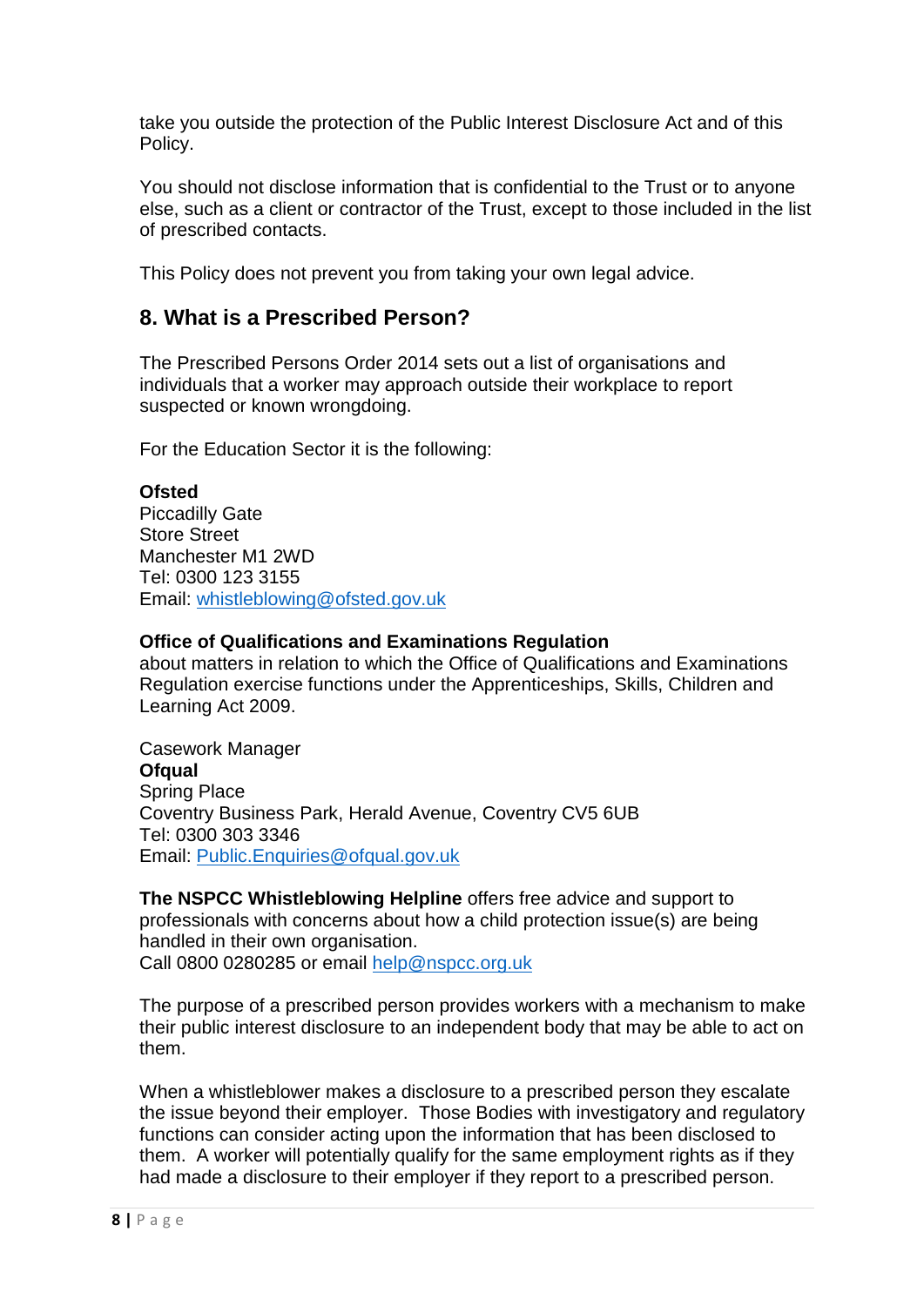take you outside the protection of the Public Interest Disclosure Act and of this Policy.

You should not disclose information that is confidential to the Trust or to anyone else, such as a client or contractor of the Trust, except to those included in the list of prescribed contacts.

This Policy does not prevent you from taking your own legal advice.

## 8. What is a Prescribed Person?

The Prescribed Persons Order 2014 sets out a list of organisations and individuals that a worker may approach outside their workplace to report suspected or known wrongdoing.

For the Education Sector it is the following:

**Ofsted**
Piccadilly Gate
Store Street
Manchester M1 2WD
Tel: 0300 123 3155
Email: whistleblowing@ofsted.gov.uk

**Office of Qualifications and Examinations Regulation**
about matters in relation to which the Office of Qualifications and Examinations Regulation exercise functions under the Apprenticeships, Skills, Children and Learning Act 2009.

Casework Manager
**Ofqual**
Spring Place
Coventry Business Park, Herald Avenue, Coventry CV5 6UB
Tel: 0300 303 3346
Email: Public.Enquiries@ofqual.gov.uk

**The NSPCC Whistleblowing Helpline** offers free advice and support to professionals with concerns about how a child protection issue(s) are being handled in their own organisation.
Call 0800 0280285 or email help@nspcc.org.uk

The purpose of a prescribed person provides workers with a mechanism to make their public interest disclosure to an independent body that may be able to act on them.

When a whistleblower makes a disclosure to a prescribed person they escalate the issue beyond their employer. Those Bodies with investigatory and regulatory functions can consider acting upon the information that has been disclosed to them. A worker will potentially qualify for the same employment rights as if they had made a disclosure to their employer if they report to a prescribed person.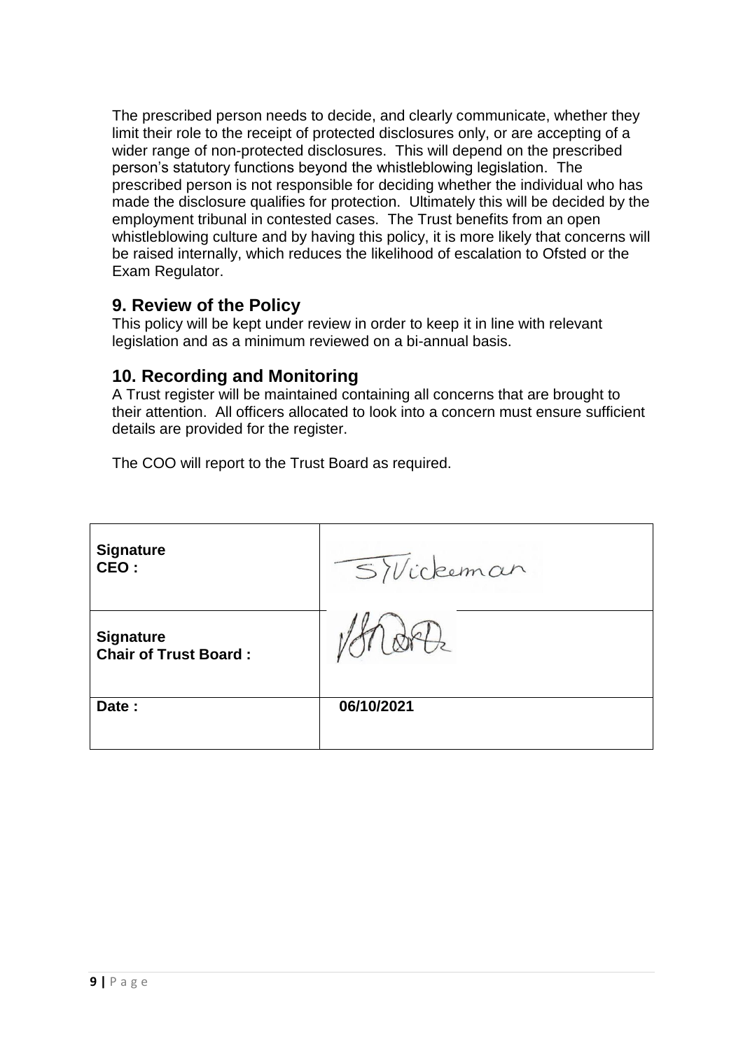The prescribed person needs to decide, and clearly communicate, whether they limit their role to the receipt of protected disclosures only, or are accepting of a wider range of non-protected disclosures. This will depend on the prescribed person's statutory functions beyond the whistleblowing legislation. The prescribed person is not responsible for deciding whether the individual who has made the disclosure qualifies for protection. Ultimately this will be decided by the employment tribunal in contested cases. The Trust benefits from an open whistleblowing culture and by having this policy, it is more likely that concerns will be raised internally, which reduces the likelihood of escalation to Ofsted or the Exam Regulator.

## 9. Review of the Policy

This policy will be kept under review in order to keep it in line with relevant legislation and as a minimum reviewed on a bi-annual basis.

## 10. Recording and Monitoring

A Trust register will be maintained containing all concerns that are brought to their attention. All officers allocated to look into a concern must ensure sufficient details are provided for the register.

The COO will report to the Trust Board as required.

| | |
|---|---|
| **Signature CEO :** | S Vickeman |
| **Signature Chair of Trust Board :** | |
| **Date :** | **06/10/2021** |